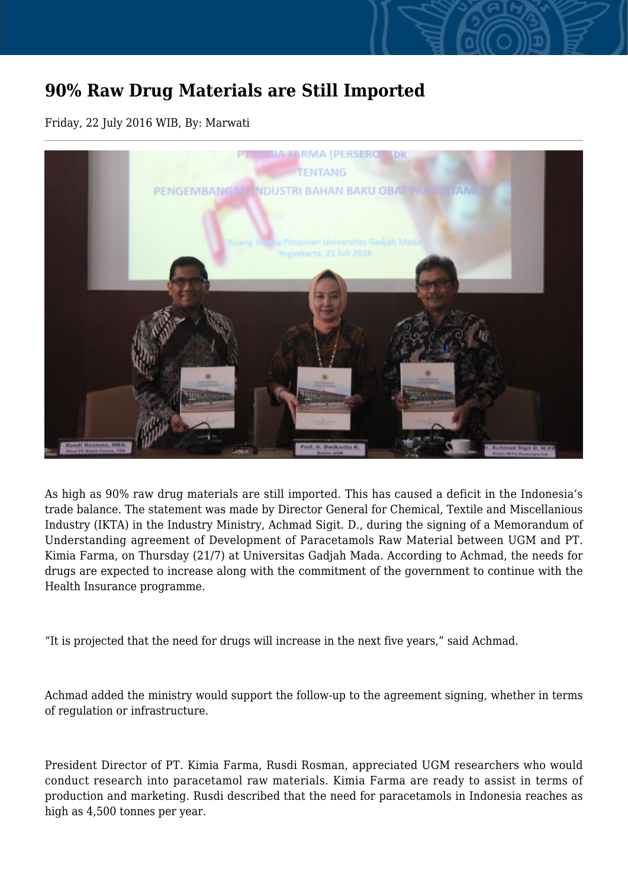# 90% Raw Drug Materials are Still Imported

Friday, 22 July 2016 WIB, By: Marwati

As high as 90% raw drug materials are still imported. This has caused a deficit in the Indonesia's trade balance. The statement was made by Director General for Chemical, Textile and Miscellanious Industry (IKTA) in the Industry Ministry, Achmad Sigit. D., during the signing of a Memorandum of Understanding agreement of Development of Paracetamols Raw Material between UGM and PT. Kimia Farma, on Thursday (21/7) at Universitas Gadjah Mada. According to Achmad, the needs for drugs are expected to increase along with the commitment of the government to continue with the Health Insurance programme.

"It is projected that the need for drugs will increase in the next five years," said Achmad.

Achmad added the ministry would support the follow-up to the agreement signing, whether in terms of regulation or infrastructure.

President Director of PT. Kimia Farma, Rusdi Rosman, appreciated UGM researchers who would conduct research into paracetamol raw materials. Kimia Farma are ready to assist in terms of production and marketing. Rusdi described that the need for paracetamols in Indonesia reaches as high as 4,500 tonnes per year.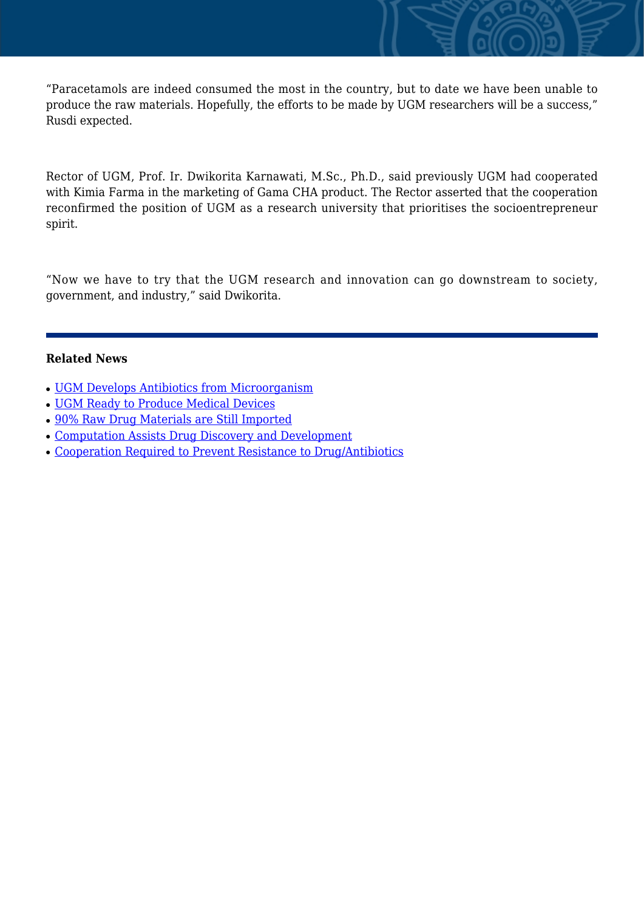“Paracetamols are indeed consumed the most in the country, but to date we have been unable to produce the raw materials. Hopefully, the efforts to be made by UGM researchers will be a success,” Rusdi expected.

Rector of UGM, Prof. Ir. Dwikorita Karnawati, M.Sc., Ph.D., said previously UGM had cooperated with Kimia Farma in the marketing of Gama CHA product. The Rector asserted that the cooperation reconfirmed the position of UGM as a research university that prioritises the socioentrepreneur spirit.

“Now we have to try that the UGM research and innovation can go downstream to society, government, and industry,” said Dwikorita.

---

**Related News**

- UGM Develops Antibiotics from Microorganism
- UGM Ready to Produce Medical Devices
- 90% Raw Drug Materials are Still Imported
- Computation Assists Drug Discovery and Development
- Cooperation Required to Prevent Resistance to Drug/Antibiotics